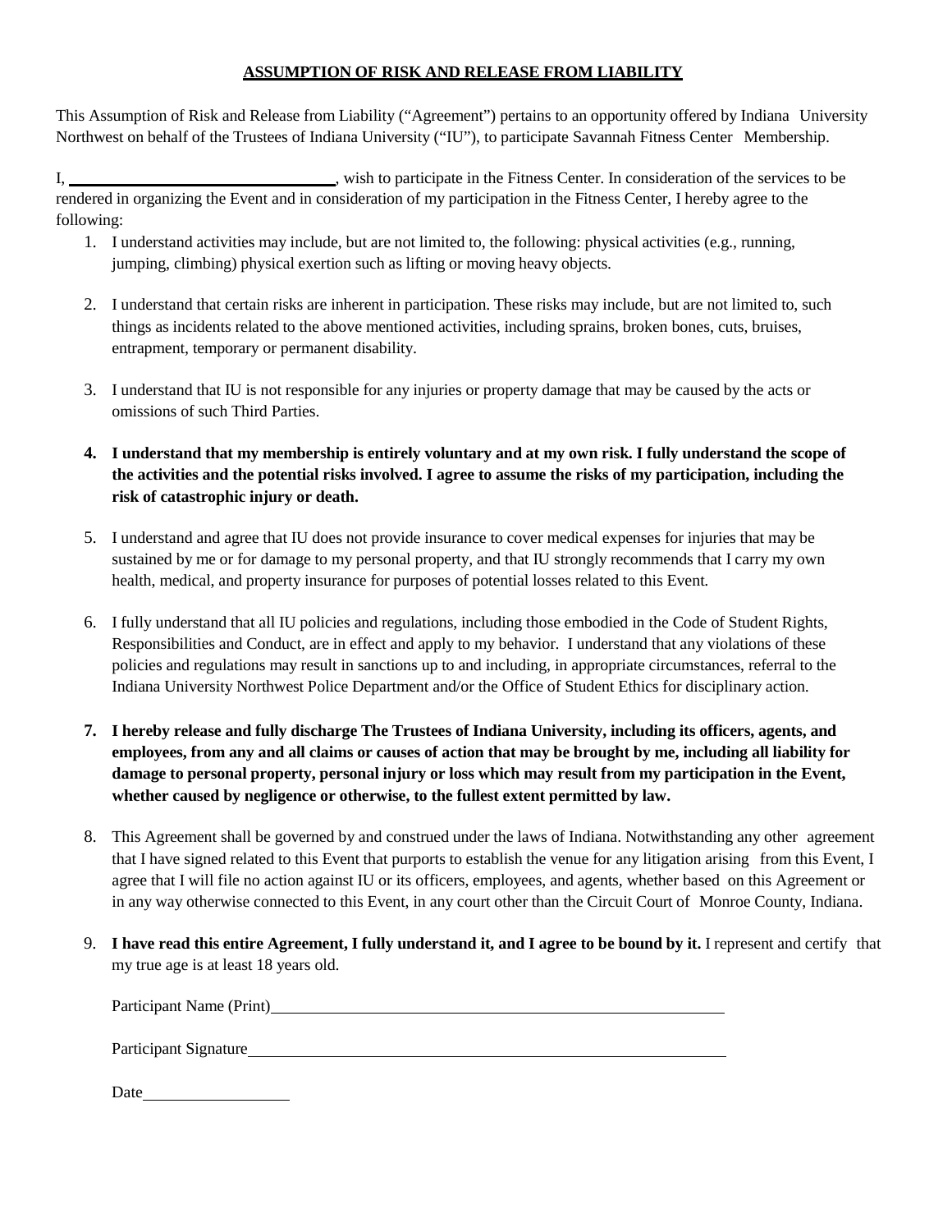**ASSUMPTION OF RISK AND RELEASE FROM LIABILITY**

This Assumption of Risk and Release from Liability ("Agreement") pertains to an opportunity offered by Indiana University Northwest on behalf of the Trustees of Indiana University ("IU"), to participate Savannah Fitness Center Membership.

I, \_\_\_\_\_\_\_\_\_\_\_\_\_\_\_\_\_\_\_\_\_\_\_\_\_\_\_\_\_\_, wish to participate in the Fitness Center. In consideration of the services to be rendered in organizing the Event and in consideration of my participation in the Fitness Center, I hereby agree to the following:

1. I understand activities may include, but are not limited to, the following: physical activities (e.g., running, jumping, climbing) physical exertion such as lifting or moving heavy objects.

2. I understand that certain risks are inherent in participation. These risks may include, but are not limited to, such things as incidents related to the above mentioned activities, including sprains, broken bones, cuts, bruises, entrapment, temporary or permanent disability.

3. I understand that IU is not responsible for any injuries or property damage that may be caused by the acts or omissions of such Third Parties.

4. **I understand that my membership is entirely voluntary and at my own risk. I fully understand the scope of the activities and the potential risks involved. I agree to assume the risks of my participation, including the risk of catastrophic injury or death.**

5. I understand and agree that IU does not provide insurance to cover medical expenses for injuries that may be sustained by me or for damage to my personal property, and that IU strongly recommends that I carry my own health, medical, and property insurance for purposes of potential losses related to this Event.

6. I fully understand that all IU policies and regulations, including those embodied in the Code of Student Rights, Responsibilities and Conduct, are in effect and apply to my behavior. I understand that any violations of these policies and regulations may result in sanctions up to and including, in appropriate circumstances, referral to the Indiana University Northwest Police Department and/or the Office of Student Ethics for disciplinary action.

7. **I hereby release and fully discharge The Trustees of Indiana University, including its officers, agents, and employees, from any and all claims or causes of action that may be brought by me, including all liability for damage to personal property, personal injury or loss which may result from my participation in the Event, whether caused by negligence or otherwise, to the fullest extent permitted by law.**

8. This Agreement shall be governed by and construed under the laws of Indiana. Notwithstanding any other agreement that I have signed related to this Event that purports to establish the venue for any litigation arising from this Event, I agree that I will file no action against IU or its officers, employees, and agents, whether based on this Agreement or in any way otherwise connected to this Event, in any court other than the Circuit Court of Monroe County, Indiana.

9. **I have read this entire Agreement, I fully understand it, and I agree to be bound by it.** I represent and certify that my true age is at least 18 years old.

   Participant Name (Print)\_\_\_\_\_\_\_\_\_\_\_\_\_\_\_\_\_\_\_\_\_\_\_\_\_\_\_\_\_\_\_\_\_\_\_\_\_\_\_\_

   Participant Signature\_\_\_\_\_\_\_\_\_\_\_\_\_\_\_\_\_\_\_\_\_\_\_\_\_\_\_\_\_\_\_\_\_\_\_\_\_\_\_\_

   Date\_\_\_\_\_\_\_\_\_\_\_\_\_\_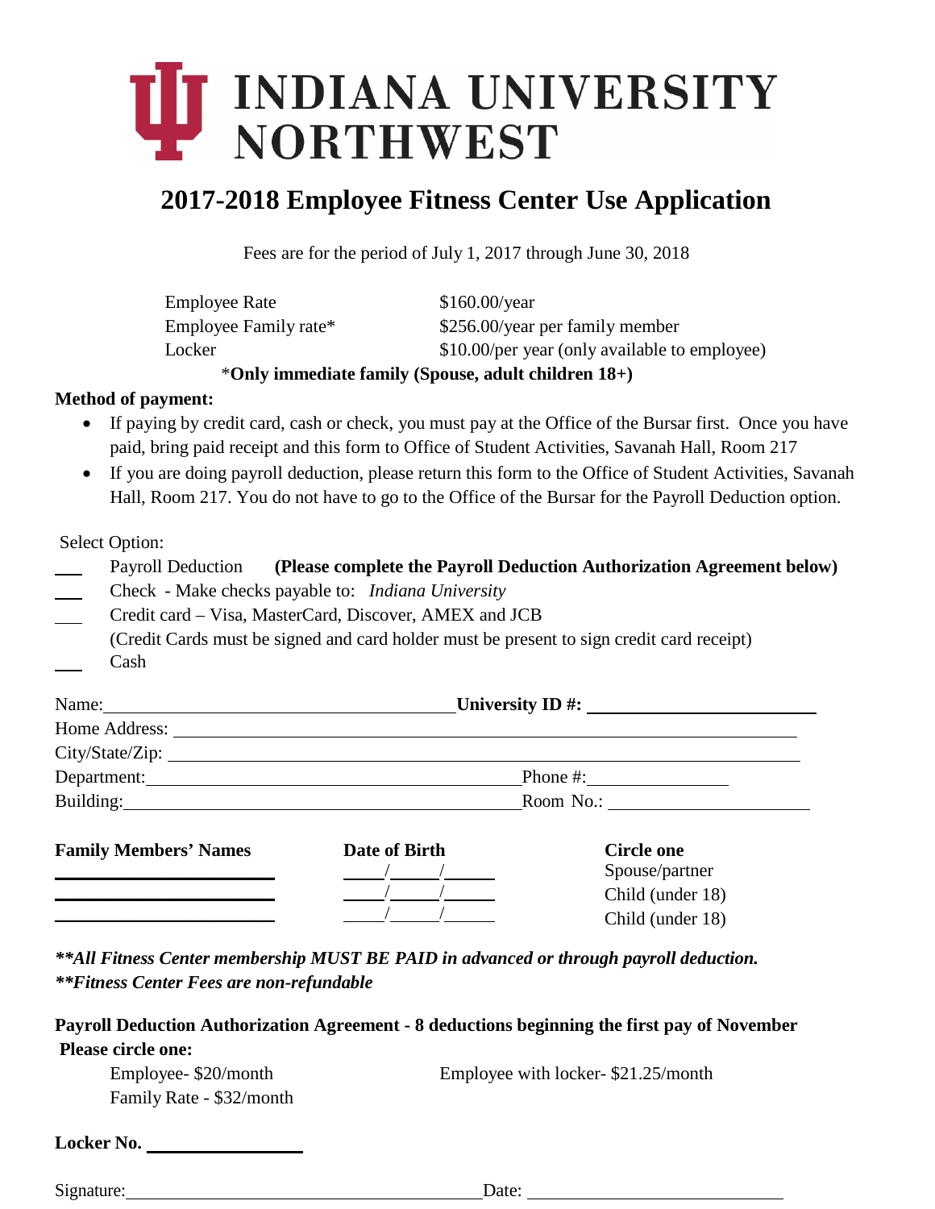# INDIANA UNIVERSITY NORTHWEST

## 2017-2018 Employee Fitness Center Use Application

Fees are for the period of July 1, 2017 through June 30, 2018

| | |
|---|---|
| Employee Rate | $160.00/year |
| Employee Family rate* | $256.00/year per family member |
| Locker | $10.00/per year (only available to employee) |

*Only immediate family (Spouse, adult children 18+)**

**Method of payment:**

- If paying by credit card, cash or check, you must pay at the Office of the Bursar first. Once you have paid, bring paid receipt and this form to Office of Student Activities, Savanah Hall, Room 217
- If you are doing payroll deduction, please return this form to the Office of Student Activities, Savanah Hall, Room 217. You do not have to go to the Office of the Bursar for the Payroll Deduction option.

Select Option:

___ Payroll Deduction **(Please complete the Payroll Deduction Authorization Agreement below)**
___ Check - Make checks payable to: *Indiana University*
___ Credit card – Visa, MasterCard, Discover, AMEX and JCB
(Credit Cards must be signed and card holder must be present to sign credit card receipt)
___ Cash

Name:______________________________ **University ID #:** ____________________

Home Address: ____________________________________________

City/State/Zip: ____________________________________________

Department:______________________________ Phone #:______________

Building:______________________________ Room No.: ______________

| Family Members' Names | Date of Birth | Circle one |
|---|---|---|
| ____________________ | ____/____/____ | Spouse/partner |
| ____________________ | ____/____/____ | Child (under 18) |
| ____________________ | ____/____/____ | Child (under 18) |

***\*\*All Fitness Center membership MUST BE PAID in advanced or through payroll deduction.***
***\*\*Fitness Center Fees are non-refundable***

**Payroll Deduction Authorization Agreement - 8 deductions beginning the first pay of November**
**Please circle one:**

Employee- $20/month
Employee with locker- $21.25/month
Family Rate - $32/month

**Locker No.** ______________

Signature:______________________________ Date: ____________________